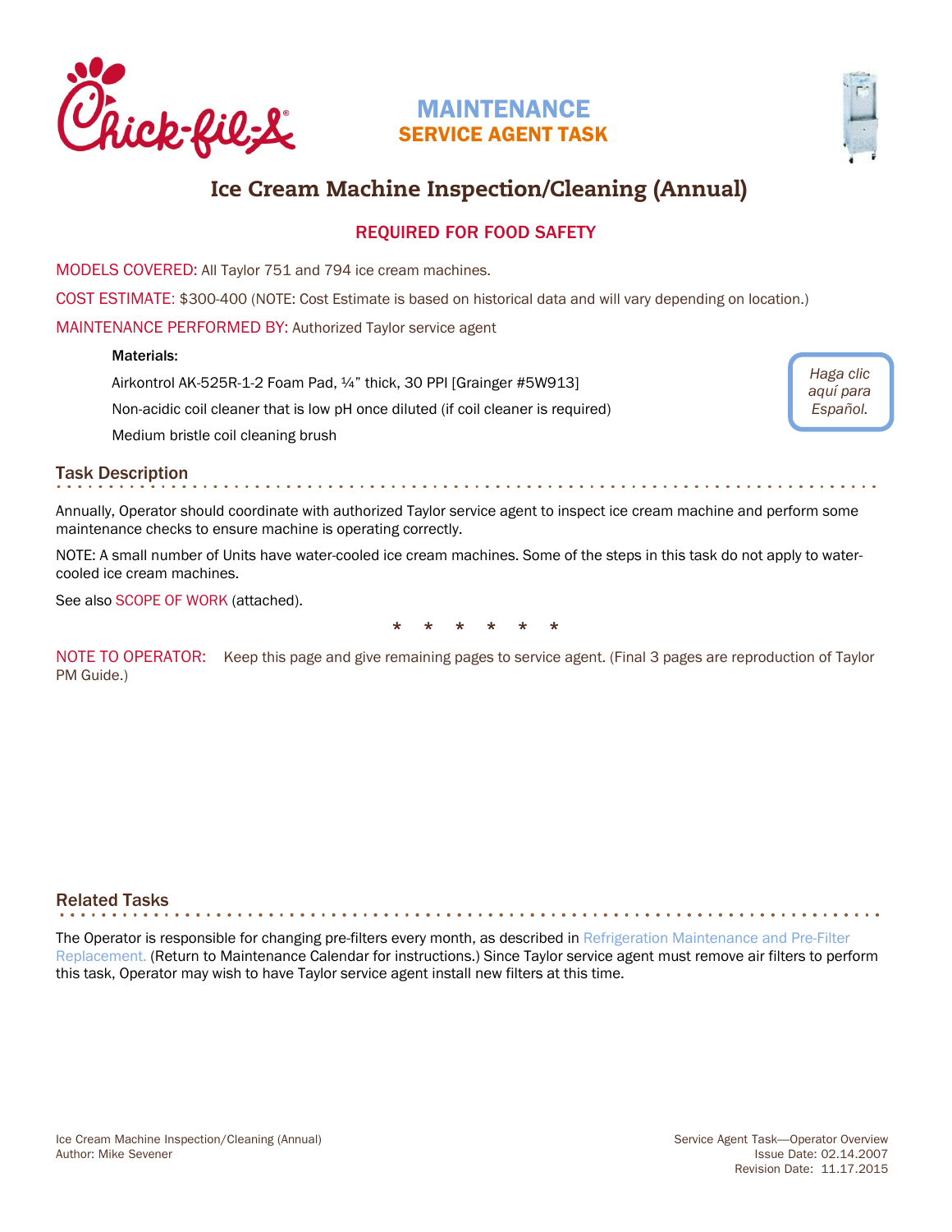# MAINTENANCE

## SERVICE AGENT TASK

# Ice Cream Machine Inspection/Cleaning (Annual)

### REQUIRED FOR FOOD SAFETY

MODELS COVERED: All Taylor 751 and 794 ice cream machines.

COST ESTIMATE: $300-400 (NOTE: Cost Estimate is based on historical data and will vary depending on location.)

MAINTENANCE PERFORMED BY: Authorized Taylor service agent

**Materials:**

Airkontrol AK-525R-1-2 Foam Pad, ¼" thick, 30 PPI [Grainger #5W913]

Non-acidic coil cleaner that is low pH once diluted (if coil cleaner is required)

Medium bristle coil cleaning brush

*Haga clic aquí para Español.*

## Task Description

Annually, Operator should coordinate with authorized Taylor service agent to inspect ice cream machine and perform some maintenance checks to ensure machine is operating correctly.

NOTE: A small number of Units have water-cooled ice cream machines. Some of the steps in this task do not apply to water-cooled ice cream machines.

See also SCOPE OF WORK (attached).

\* \* \* \* \* \*

NOTE TO OPERATOR: Keep this page and give remaining pages to service agent. (Final 3 pages are reproduction of Taylor PM Guide.)

## Related Tasks

The Operator is responsible for changing pre-filters every month, as described in Refrigeration Maintenance and Pre-Filter Replacement. (Return to Maintenance Calendar for instructions.) Since Taylor service agent must remove air filters to perform this task, Operator may wish to have Taylor service agent install new filters at this time.

Ice Cream Machine Inspection/Cleaning (Annual)
Author: Mike Sevener

Service Agent Task—Operator Overview
Issue Date: 02.14.2007
Revision Date: 11.17.2015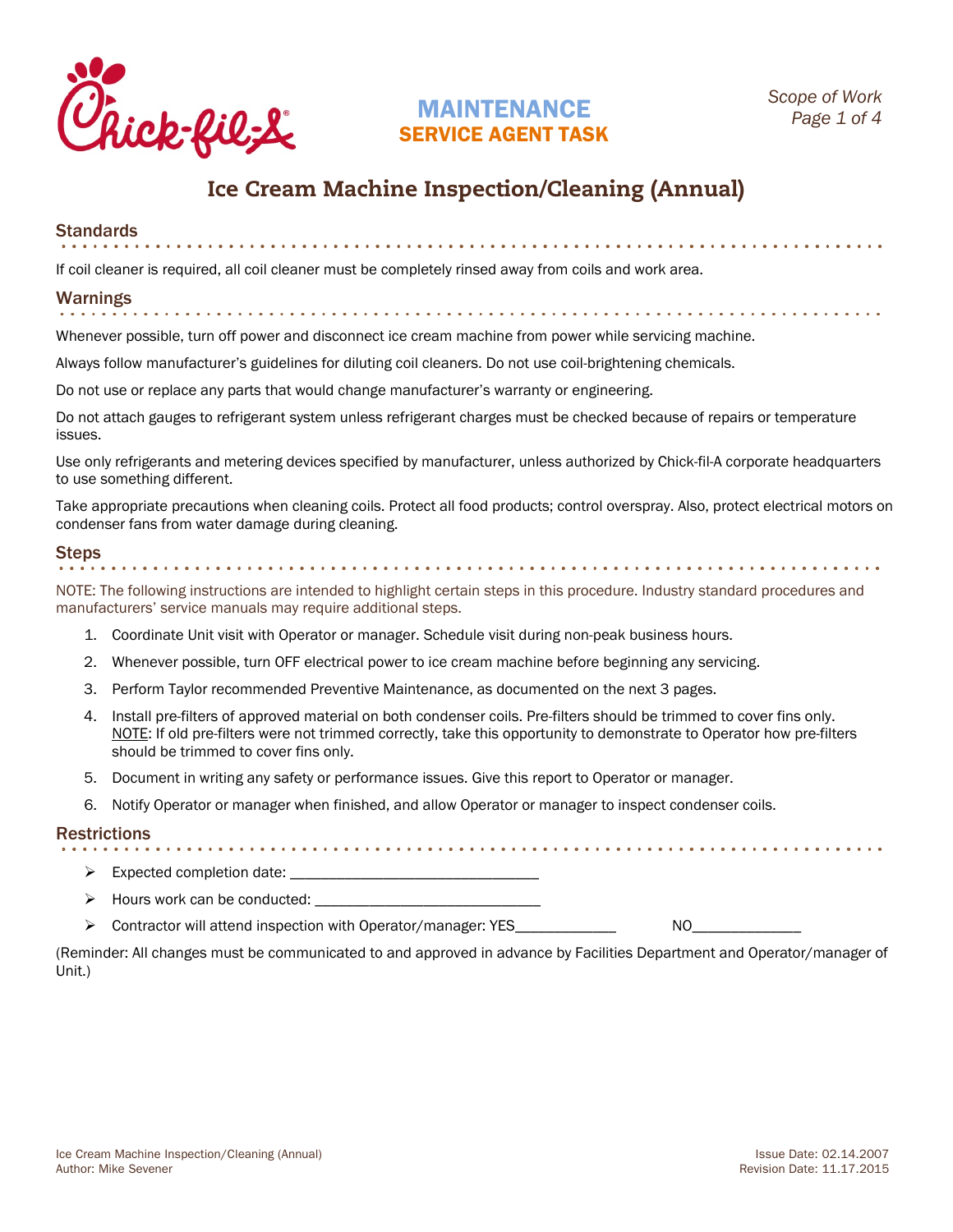MAINTENANCE
SERVICE AGENT TASK

# Ice Cream Machine Inspection/Cleaning (Annual)

## Standards

If coil cleaner is required, all coil cleaner must be completely rinsed away from coils and work area.

## Warnings

Whenever possible, turn off power and disconnect ice cream machine from power while servicing machine.

Always follow manufacturer's guidelines for diluting coil cleaners. Do not use coil-brightening chemicals.

Do not use or replace any parts that would change manufacturer's warranty or engineering.

Do not attach gauges to refrigerant system unless refrigerant charges must be checked because of repairs or temperature issues.

Use only refrigerants and metering devices specified by manufacturer, unless authorized by Chick-fil-A corporate headquarters to use something different.

Take appropriate precautions when cleaning coils. Protect all food products; control overspray. Also, protect electrical motors on condenser fans from water damage during cleaning.

## Steps

NOTE: The following instructions are intended to highlight certain steps in this procedure. Industry standard procedures and manufacturers' service manuals may require additional steps.

1. Coordinate Unit visit with Operator or manager. Schedule visit during non-peak business hours.
2. Whenever possible, turn OFF electrical power to ice cream machine before beginning any servicing.
3. Perform Taylor recommended Preventive Maintenance, as documented on the next 3 pages.
4. Install pre-filters of approved material on both condenser coils. Pre-filters should be trimmed to cover fins only. NOTE: If old pre-filters were not trimmed correctly, take this opportunity to demonstrate to Operator how pre-filters should be trimmed to cover fins only.
5. Document in writing any safety or performance issues. Give this report to Operator or manager.
6. Notify Operator or manager when finished, and allow Operator or manager to inspect condenser coils.

## Restrictions

- Expected completion date: ________________________________
- Hours work can be conducted: ______________________________
- Contractor will attend inspection with Operator/manager: YES_____________ NO______________

(Reminder: All changes must be communicated to and approved in advance by Facilities Department and Operator/manager of Unit.)

Ice Cream Machine Inspection/Cleaning (Annual)
Author: Mike Sevener

Issue Date: 02.14.2007
Revision Date: 11.17.2015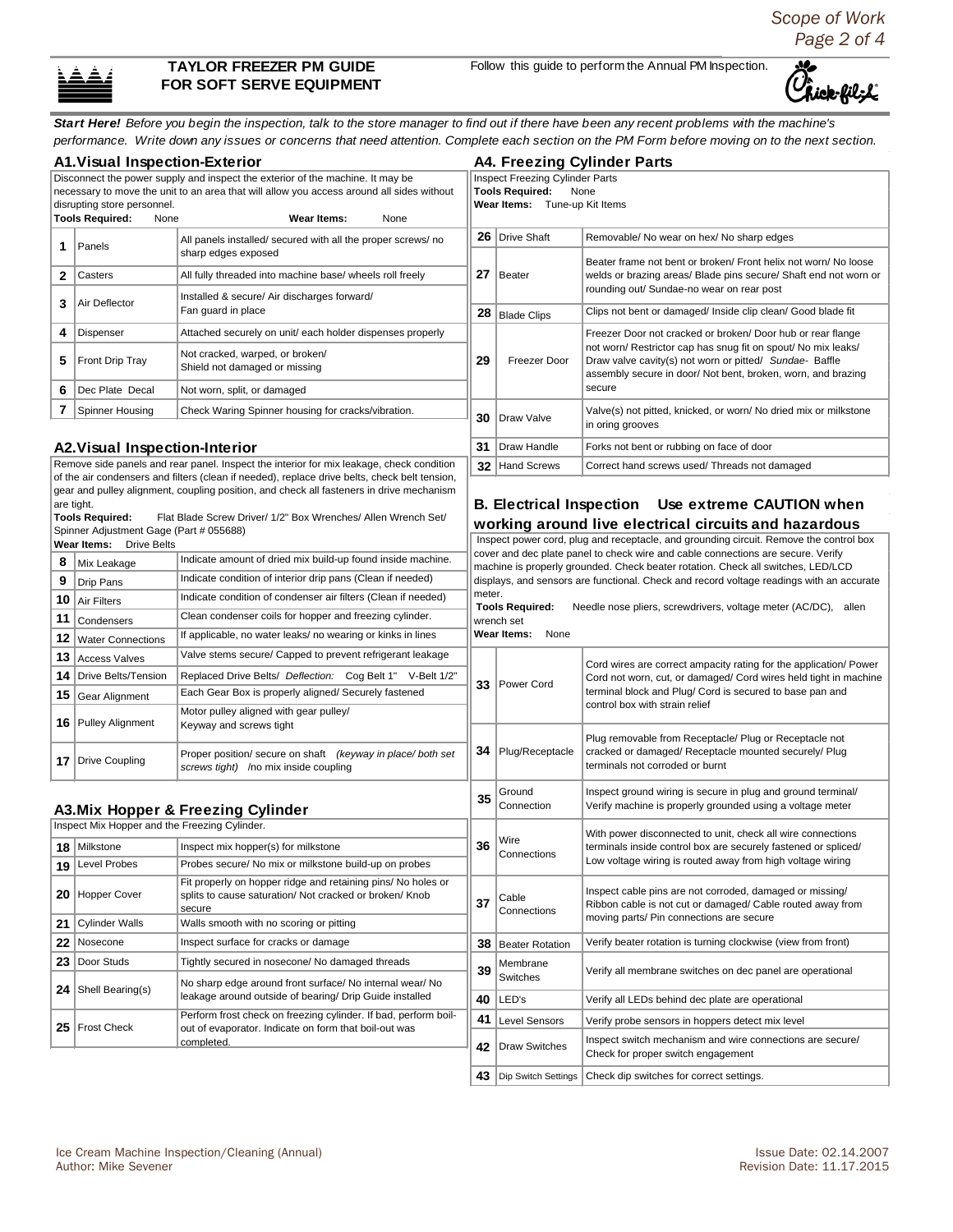## TAYLOR FREEZER PM GUIDE FOR SOFT SERVE EQUIPMENT

Follow this guide to perform the Annual PM Inspection.

***Start Here!*** *Before you begin the inspection, talk to the store manager to find out if there have been any recent problems with the machine's performance. Write down any issues or concerns that need attention. Complete each section on the PM Form before moving on to the next section.*

### A1. Visual Inspection-Exterior

Disconnect the power supply and inspect the exterior of the machine. It may be necessary to move the unit to an area that will allow you access around all sides without disrupting store personnel.

**Tools Required:** None **Wear Items:** None

| # | Item | Description |
|---|---|---|
| 1 | Panels | All panels installed/ secured with all the proper screws/ no sharp edges exposed |
| 2 | Casters | All fully threaded into machine base/ wheels roll freely |
| 3 | Air Deflector | Installed & secure/ Air discharges forward/ Fan guard in place |
| 4 | Dispenser | Attached securely on unit/ each holder dispenses properly |
| 5 | Front Drip Tray | Not cracked, warped, or broken/ Shield not damaged or missing |
| 6 | Dec Plate Decal | Not worn, split, or damaged |
| 7 | Spinner Housing | Check Waring Spinner housing for cracks/vibration. |

### A2. Visual Inspection-Interior

Remove side panels and rear panel. Inspect the interior for mix leakage, check condition of the air condensers and filters (clean if needed), replace drive belts, check belt tension, gear and pulley alignment, coupling position, and check all fasteners in drive mechanism are tight.

**Tools Required:** Flat Blade Screw Driver/ 1/2" Box Wrenches/ Allen Wrench Set/ Spinner Adjustment Gage (Part # 055688)

**Wear Items:** Drive Belts

| # | Item | Description |
|---|---|---|
| 8 | Mix Leakage | Indicate amount of dried mix build-up found inside machine. |
| 9 | Drip Pans | Indicate condition of interior drip pans (Clean if needed) |
| 10 | Air Filters | Indicate condition of condenser air filters (Clean if needed) |
| 11 | Condensers | Clean condenser coils for hopper and freezing cylinder. |
| 12 | Water Connections | If applicable, no water leaks/ no wearing or kinks in lines |
| 13 | Access Valves | Valve stems secure/ Capped to prevent refrigerant leakage |
| 14 | Drive Belts/Tension | Replaced Drive Belts/ *Deflection:* Cog Belt 1" V-Belt 1/2" |
| 15 | Gear Alignment | Each Gear Box is properly aligned/ Securely fastened |
| 16 | Pulley Alignment | Motor pulley aligned with gear pulley/ Keyway and screws tight |
| 17 | Drive Coupling | Proper position/ secure on shaft *(keyway in place/ both set screws tight)* /no mix inside coupling |

### A3. Mix Hopper & Freezing Cylinder

Inspect Mix Hopper and the Freezing Cylinder.

| # | Item | Description |
|---|---|---|
| 18 | Milkstone | Inspect mix hopper(s) for milkstone |
| 19 | Level Probes | Probes secure/ No mix or milkstone build-up on probes |
| 20 | Hopper Cover | Fit properly on hopper ridge and retaining pins/ No holes or splits to cause saturation/ Not cracked or broken/ Knob secure |
| 21 | Cylinder Walls | Walls smooth with no scoring or pitting |
| 22 | Nosecone | Inspect surface for cracks or damage |
| 23 | Door Studs | Tightly secured in nosecone/ No damaged threads |
| 24 | Shell Bearing(s) | No sharp edge around front surface/ No internal wear/ No leakage around outside of bearing/ Drip Guide installed |
| 25 | Frost Check | Perform frost check on freezing cylinder. If bad, perform boil-out of evaporator. Indicate on form that boil-out was completed. |

### A4. Freezing Cylinder Parts

Inspect Freezing Cylinder Parts

**Tools Required:** None

**Wear Items:** Tune-up Kit Items

| # | Item | Description |
|---|---|---|
| 26 | Drive Shaft | Removable/ No wear on hex/ No sharp edges |
| 27 | Beater | Beater frame not bent or broken/ Front helix not worn/ No loose welds or brazing areas/ Blade pins secure/ Shaft end not worn or rounding out/ Sundae-no wear on rear post |
| 28 | Blade Clips | Clips not bent or damaged/ Inside clip clean/ Good blade fit |
| 29 | Freezer Door | Freezer Door not cracked or broken/ Door hub or rear flange not worn/ Restrictor cap has snug fit on spout/ No mix leaks/ Draw valve cavity(s) not worn or pitted/ *Sundae-* Baffle assembly secure in door/ Not bent, broken, worn, and brazing secure |
| 30 | Draw Valve | Valve(s) not pitted, knicked, or worn/ No dried mix or milkstone in oring grooves |
| 31 | Draw Handle | Forks not bent or rubbing on face of door |
| 32 | Hand Screws | Correct hand screws used/ Threads not damaged |

### B. Electrical Inspection Use extreme CAUTION when working around live electrical circuits and hazardous

Inspect power cord, plug and receptacle, and grounding circuit. Remove the control box cover and dec plate panel to check wire and cable connections are secure. Verify machine is properly grounded. Check beater rotation. Check all switches, LED/LCD displays, and sensors are functional. Check and record voltage readings with an accurate meter.

**Tools Required:** Needle nose pliers, screwdrivers, voltage meter (AC/DC), allen wrench set

**Wear Items:** None

| # | Item | Description |
|---|---|---|
| 33 | Power Cord | Cord wires are correct ampacity rating for the application/ Power Cord not worn, cut, or damaged/ Cord wires held tight in machine terminal block and Plug/ Cord is secured to base pan and control box with strain relief |
| 34 | Plug/Receptacle | Plug removable from Receptacle/ Plug or Receptacle not cracked or damaged/ Receptacle mounted securely/ Plug terminals not corroded or burnt |
| 35 | Ground Connection | Inspect ground wiring is secure in plug and ground terminal/ Verify machine is properly grounded using a voltage meter |
| 36 | Wire Connections | With power disconnected to unit, check all wire connections terminals inside control box are securely fastened or spliced/ Low voltage wiring is routed away from high voltage wiring |
| 37 | Cable Connections | Inspect cable pins are not corroded, damaged or missing/ Ribbon cable is not cut or damaged/ Cable routed away from moving parts/ Pin connections are secure |
| 38 | Beater Rotation | Verify beater rotation is turning clockwise (view from front) |
| 39 | Membrane Switches | Verify all membrane switches on dec panel are operational |
| 40 | LED's | Verify all LEDs behind dec plate are operational |
| 41 | Level Sensors | Verify probe sensors in hoppers detect mix level |
| 42 | Draw Switches | Inspect switch mechanism and wire connections are secure/ Check for proper switch engagement |
| 43 | Dip Switch Settings | Check dip switches for correct settings. |

Ice Cream Machine Inspection/Cleaning (Annual)
Author: Mike Sevener

Issue Date: 02.14.2007
Revision Date: 11.17.2015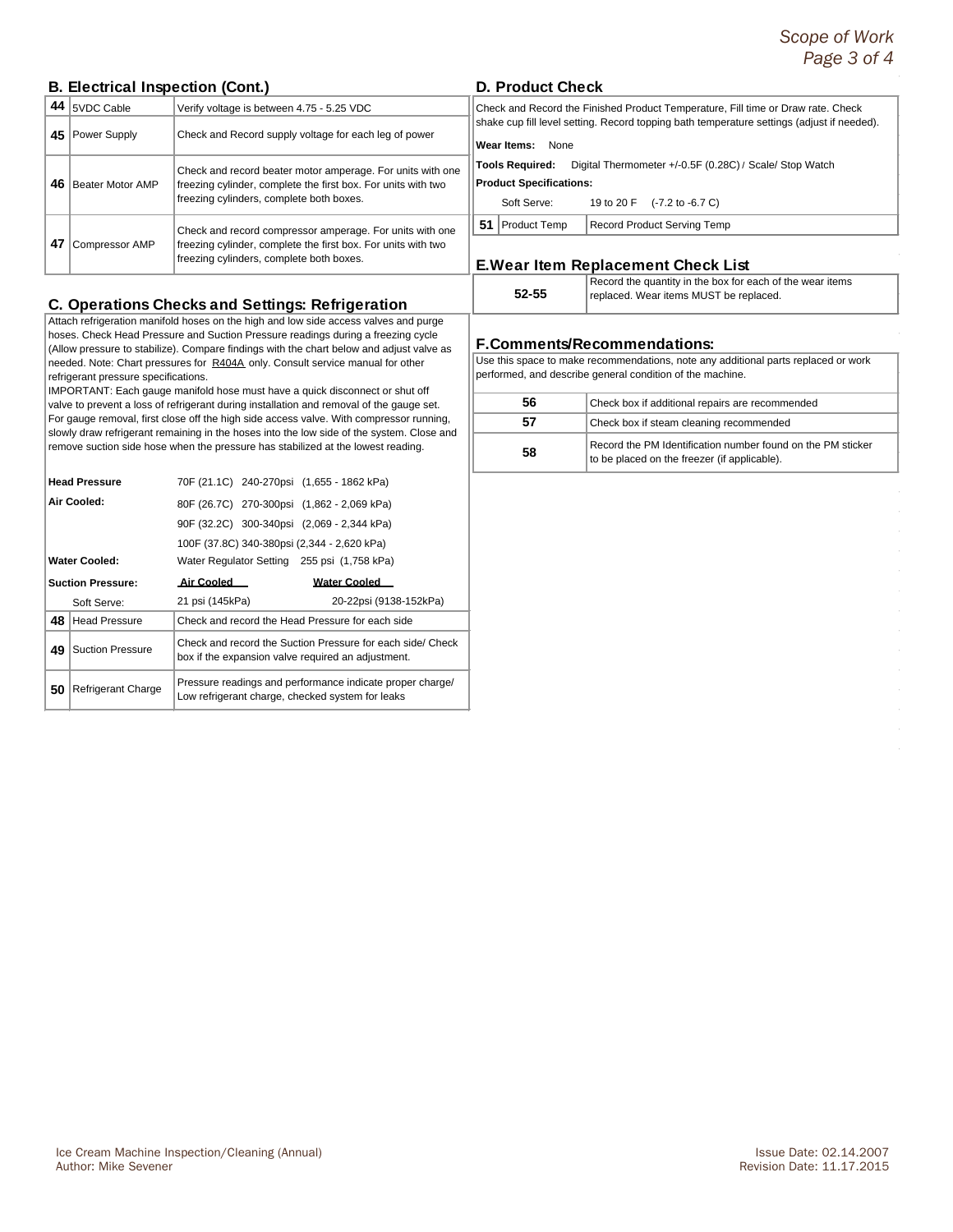## B. Electrical Inspection (Cont.)

| # | Item | Description |
|---|---|---|
| 44 | 5VDC Cable | Verify voltage is between 4.75 - 5.25 VDC |
| 45 | Power Supply | Check and Record supply voltage for each leg of power |
| 46 | Beater Motor AMP | Check and record beater motor amperage. For units with one freezing cylinder, complete the first box. For units with two freezing cylinders, complete both boxes. |
| 47 | Compressor AMP | Check and record compressor amperage. For units with one freezing cylinder, complete the first box. For units with two freezing cylinders, complete both boxes. |

## C. Operations Checks and Settings: Refrigeration

Attach refrigeration manifold hoses on the high and low side access valves and purge hoses. Check Head Pressure and Suction Pressure readings during a freezing cycle (Allow pressure to stabilize). Compare findings with the chart below and adjust valve as needed. Note: Chart pressures for R404A only. Consult service manual for other refrigerant pressure specifications.

IMPORTANT: Each gauge manifold hose must have a quick disconnect or shut off valve to prevent a loss of refrigerant during installation and removal of the gauge set. For gauge removal, first close off the high side access valve. With compressor running, slowly draw refrigerant remaining in the hoses into the low side of the system. Close and remove suction side hose when the pressure has stabilized at the lowest reading.

| | | |
|---|---|---|
| **Head Pressure** | 70F (21.1C) 240-270psi (1,655 - 1862 kPa) | |
| **Air Cooled:** | 80F (26.7C) 270-300psi (1,862 - 2,069 kPa) | |
| | 90F (32.2C) 300-340psi (2,069 - 2,344 kPa) | |
| | 100F (37.8C) 340-380psi (2,344 - 2,620 kPa) | |
| **Water Cooled:** | Water Regulator Setting 255 psi (1,758 kPa) | |
| **Suction Pressure:** | Air Cooled | Water Cooled |
| Soft Serve: | 21 psi (145kPa) | 20-22psi (9138-152kPa) |

| # | Item | Description |
|---|---|---|
| 48 | Head Pressure | Check and record the Head Pressure for each side |
| 49 | Suction Pressure | Check and record the Suction Pressure for each side/ Check box if the expansion valve required an adjustment. |
| 50 | Refrigerant Charge | Pressure readings and performance indicate proper charge/ Low refrigerant charge, checked system for leaks |

## D. Product Check

Check and Record the Finished Product Temperature, Fill time or Draw rate. Check shake cup fill level setting. Record topping bath temperature settings (adjust if needed).

**Wear Items:** None

**Tools Required:** Digital Thermometer +/-0.5F (0.28C) / Scale/ Stop Watch

**Product Specifications:**

Soft Serve: 19 to 20 F (-7.2 to -6.7 C)

| # | Item | Description |
|---|---|---|
| 51 | Product Temp | Record Product Serving Temp |

## E. Wear Item Replacement Check List

| # | Description |
|---|---|
| 52-55 | Record the quantity in the box for each of the wear items replaced. Wear items MUST be replaced. |

## F. Comments/Recommendations:

Use this space to make recommendations, note any additional parts replaced or work performed, and describe general condition of the machine.

| # | Description |
|---|---|
| 56 | Check box if additional repairs are recommended |
| 57 | Check box if steam cleaning recommended |
| 58 | Record the PM Identification number found on the PM sticker to be placed on the freezer (if applicable). |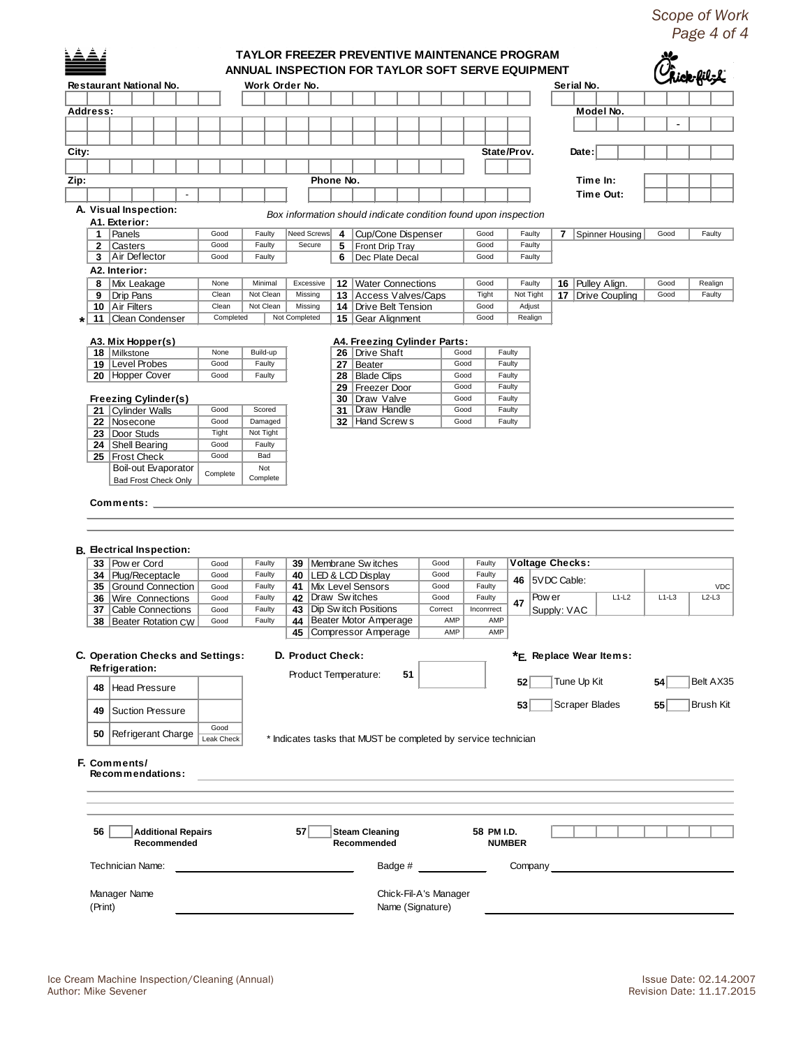# TAYLOR FREEZER PREVENTIVE MAINTENANCE PROGRAM
## ANNUAL INSPECTION FOR TAYLOR SOFT SERVE EQUIPMENT

**Restaurant National No.** **Work Order No.** **Serial No.**

**Address:** **Model No.** -

**City:** **State/Prov.** **Date:**

**Zip:** - **Phone No.** **Time In:** **Time Out:**

### A. Visual Inspection:

*Box information should indicate condition found upon inspection*

**A1. Exterior:**

| # | Item | | | | # | Item | | | # | Item | | |
|---|---|---|---|---|---|---|---|---|---|---|---|---|
| 1 | Panels | Good | Faulty | Need Screws | 4 | Cup/Cone Dispenser | Good | Faulty | 7 | Spinner Housing | Good | Faulty |
| 2 | Casters | Good | Faulty | Secure | 5 | Front Drip Tray | Good | Faulty | | | | |
| 3 | Air Deflector | Good | Faulty | | 6 | Dec Plate Decal | Good | Faulty | | | | |

**A2. Interior:**

| # | Item | | | | # | Item | | | # | Item | | |
|---|---|---|---|---|---|---|---|---|---|---|---|---|
| 8 | Mix Leakage | None | Minimal | Excessive | 12 | Water Connections | Good | Faulty | 16 | Pulley Align. | Good | Realign |
| 9 | Drip Pans | Clean | Not Clean | Missing | 13 | Access Valves/Caps | Tight | Not Tight | 17 | Drive Coupling | Good | Faulty |
| 10 | Air Filters | Clean | Not Clean | Missing | 14 | Drive Belt Tension | Good | Adjust | | | | |
| * 11 | Clean Condenser | Completed | Not Completed | | 15 | Gear Alignment | Good | Realign | | | | |

**A3. Mix Hopper(s)**

| # | Item | | |
|---|---|---|---|
| 18 | Milkstone | None | Build-up |
| 19 | Level Probes | Good | Faulty |
| 20 | Hopper Cover | Good | Faulty |

**Freezing Cylinder(s)**

| # | Item | | |
|---|---|---|---|
| 21 | Cylinder Walls | Good | Scored |
| 22 | Nosecone | Good | Damaged |
| 23 | Door Studs | Tight | Not Tight |
| 24 | Shell Bearing | Good | Faulty |
| 25 | Frost Check | Good | Bad |
| | Boil-out Evaporator Bad Frost Check Only | Complete | Not Complete |

**A4. Freezing Cylinder Parts:**

| # | Item | | |
|---|---|---|---|
| 26 | Drive Shaft | Good | Faulty |
| 27 | Beater | Good | Faulty |
| 28 | Blade Clips | Good | Faulty |
| 29 | Freezer Door | Good | Faulty |
| 30 | Draw Valve | Good | Faulty |
| 31 | Draw Handle | Good | Faulty |
| 32 | Hand Screws | Good | Faulty |

**Comments:** ______________________________

### B. Electrical Inspection:

| # | Item | | | # | Item | | |
|---|---|---|---|---|---|---|---|
| 33 | Power Cord | Good | Faulty | 39 | Membrane Switches | Good | Faulty |
| 34 | Plug/Receptacle | Good | Faulty | 40 | LED & LCD Display | Good | Faulty |
| 35 | Ground Connection | Good | Faulty | 41 | Mix Level Sensors | Good | Faulty |
| 36 | Wire Connections | Good | Faulty | 42 | Draw Switches | Good | Faulty |
| 37 | Cable Connections | Good | Faulty | 43 | Dip Switch Positions | Correct | Inconrrect |
| 38 | Beater Rotation CW | Good | Faulty | 44 | Beater Motor Amperage | AMP | AMP |
| | | | | 45 | Compressor Amperage | AMP | AMP |

**Voltage Checks:**

| # | Item | | | |
|---|---|---|---|---|
| 46 | 5VDC Cable: | | | VDC |
| 47 | Power Supply: VAC | L1-L2 | L1-L3 | L2-L3 |

### C. Operation Checks and Settings:

**Refrigeration:**

| # | Item | |
|---|---|---|
| 48 | Head Pressure | |
| 49 | Suction Pressure | |
| 50 | Refrigerant Charge | Good / Leak Check |

### D. Product Check:

Product Temperature: **51** ________

### *E. Replace Wear Items:

**52** ☐ Tune Up Kit **54** ☐ Belt AX35

**53** ☐ Scraper Blades **55** ☐ Brush Kit

\* Indicates tasks that MUST be completed by service technician

### F. Comments/ Recommendations:

______________________________

**56** ☐ **Additional Repairs Recommended** **57** ☐ **Steam Cleaning Recommended** **58 PM I.D. NUMBER**

Technician Name: ____________ Badge # ________ Company ____________

Manager Name (Print) ____________ Chick-Fil-A's Manager Name (Signature) ____________

Ice Cream Machine Inspection/Cleaning (Annual)
Author: Mike Sevener

Issue Date: 02.14.2007
Revision Date: 11.17.2015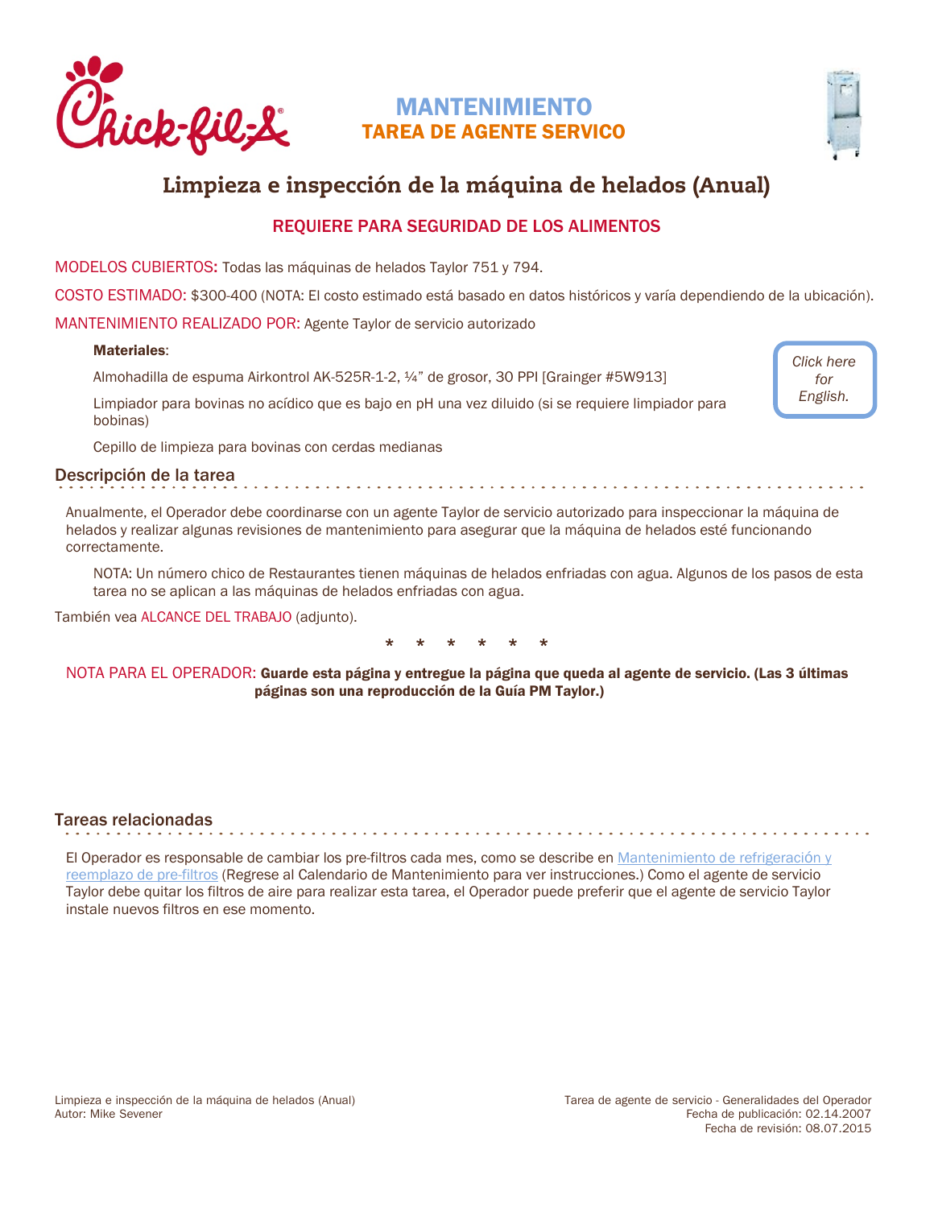# MANTENIMIENTO

## TAREA DE AGENTE SERVICO

# Limpieza e inspección de la máquina de helados (Anual)

### REQUIERE PARA SEGURIDAD DE LOS ALIMENTOS

MODELOS CUBIERTOS: Todas las máquinas de helados Taylor 751 y 794.

COSTO ESTIMADO: $300-400 (NOTA: El costo estimado está basado en datos históricos y varía dependiendo de la ubicación).

MANTENIMIENTO REALIZADO POR: Agente Taylor de servicio autorizado

*Click here for English.*

**Materiales**:

Almohadilla de espuma Airkontrol AK-525R-1-2, ¼" de grosor, 30 PPI [Grainger #5W913]

Limpiador para bovinas no acídico que es bajo en pH una vez diluido (si se requiere limpiador para bobinas)

Cepillo de limpieza para bovinas con cerdas medianas

## Descripción de la tarea

Anualmente, el Operador debe coordinarse con un agente Taylor de servicio autorizado para inspeccionar la máquina de helados y realizar algunas revisiones de mantenimiento para asegurar que la máquina de helados esté funcionando correctamente.

NOTA: Un número chico de Restaurantes tienen máquinas de helados enfriadas con agua. Algunos de los pasos de esta tarea no se aplican a las máquinas de helados enfriadas con agua.

También vea ALCANCE DEL TRABAJO (adjunto).

\* \* \* \* \* \*

NOTA PARA EL OPERADOR: **Guarde esta página y entregue la página que queda al agente de servicio. (Las 3 últimas páginas son una reproducción de la Guía PM Taylor.)**

## Tareas relacionadas

El Operador es responsable de cambiar los pre-filtros cada mes, como se describe en Mantenimiento de refrigeración y reemplazo de pre-filtros (Regrese al Calendario de Mantenimiento para ver instrucciones.) Como el agente de servicio Taylor debe quitar los filtros de aire para realizar esta tarea, el Operador puede preferir que el agente de servicio Taylor instale nuevos filtros en ese momento.

Limpieza e inspección de la máquina de helados (Anual)
Autor: Mike Sevener

Tarea de agente de servicio - Generalidades del Operador
Fecha de publicación: 02.14.2007
Fecha de revisión: 08.07.2015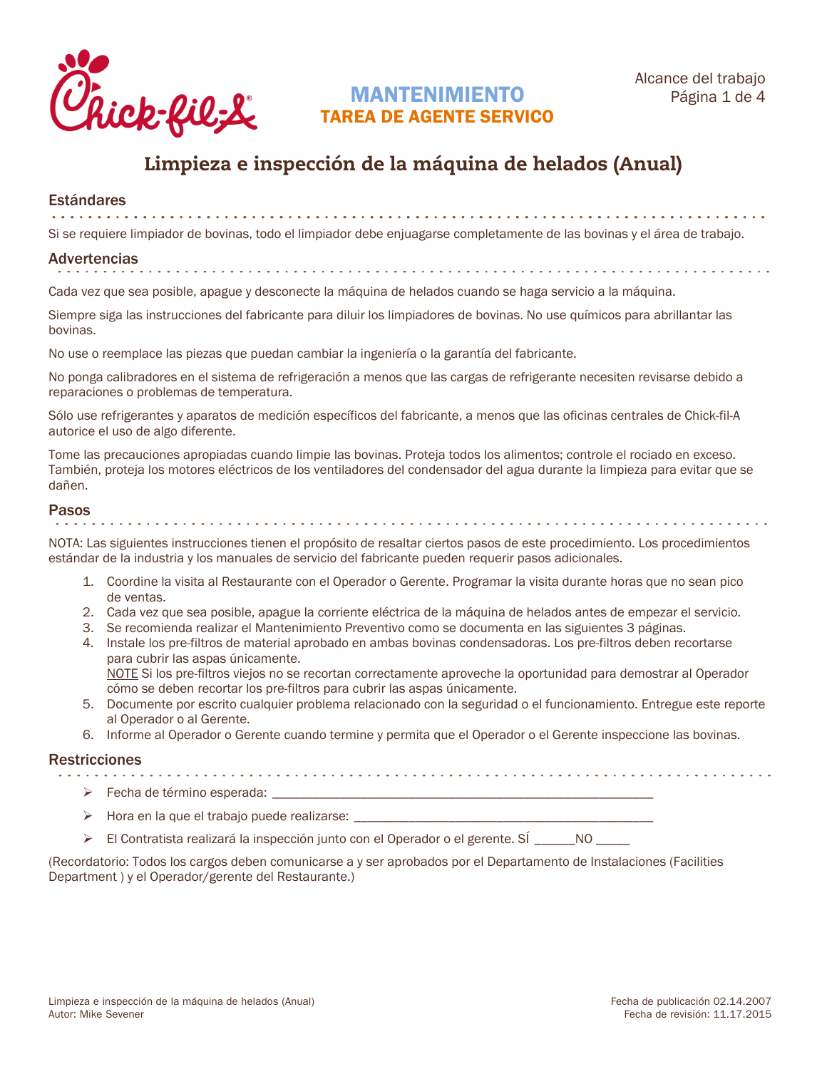**MANTENIMIENTO**
**TAREA DE AGENTE SERVICO**

Alcance del trabajo

# Limpieza e inspección de la máquina de helados (Anual)

## Estándares

Si se requiere limpiador de bovinas, todo el limpiador debe enjuagarse completamente de las bovinas y el área de trabajo.

## Advertencias

Cada vez que sea posible, apague y desconecte la máquina de helados cuando se haga servicio a la máquina.

Siempre siga las instrucciones del fabricante para diluir los limpiadores de bovinas. No use químicos para abrillantar las bovinas.

No use o reemplace las piezas que puedan cambiar la ingeniería o la garantía del fabricante.

No ponga calibradores en el sistema de refrigeración a menos que las cargas de refrigerante necesiten revisarse debido a reparaciones o problemas de temperatura.

Sólo use refrigerantes y aparatos de medición específicos del fabricante, a menos que las oficinas centrales de Chick-fil-A autorice el uso de algo diferente.

Tome las precauciones apropiadas cuando limpie las bovinas. Proteja todos los alimentos; controle el rociado en exceso. También, proteja los motores eléctricos de los ventiladores del condensador del agua durante la limpieza para evitar que se dañen.

## Pasos

NOTA: Las siguientes instrucciones tienen el propósito de resaltar ciertos pasos de este procedimiento. Los procedimientos estándar de la industria y los manuales de servicio del fabricante pueden requerir pasos adicionales.

1. Coordine la visita al Restaurante con el Operador o Gerente. Programar la visita durante horas que no sean pico de ventas.
2. Cada vez que sea posible, apague la corriente eléctrica de la máquina de helados antes de empezar el servicio.
3. Se recomienda realizar el Mantenimiento Preventivo como se documenta en las siguientes 3 páginas.
4. Instale los pre-filtros de material aprobado en ambas bovinas condensadoras. Los pre-filtros deben recortarse para cubrir las aspas únicamente.
   <u>NOTE</u> Si los pre-filtros viejos no se recortan correctamente aproveche la oportunidad para demostrar al Operador cómo se deben recortar los pre-filtros para cubrir las aspas únicamente.
5. Documente por escrito cualquier problema relacionado con la seguridad o el funcionamiento. Entregue este reporte al Operador o al Gerente.
6. Informe al Operador o Gerente cuando termine y permita que el Operador o el Gerente inspeccione las bovinas.

## Restricciones

- Fecha de término esperada: ____________________________________________________________
- Hora en la que el trabajo puede realizarse: ______________________________________________
- El Contratista realizará la inspección junto con el Operador o el gerente. SÍ ______NO _____

(Recordatorio: Todos los cargos deben comunicarse a y ser aprobados por el Departamento de Instalaciones (Facilities Department ) y el Operador/gerente del Restaurante.)

Limpieza e inspección de la máquina de helados (Anual)
Autor: Mike Sevener

Fecha de publicación 02.14.2007
Fecha de revisión: 11.17.2015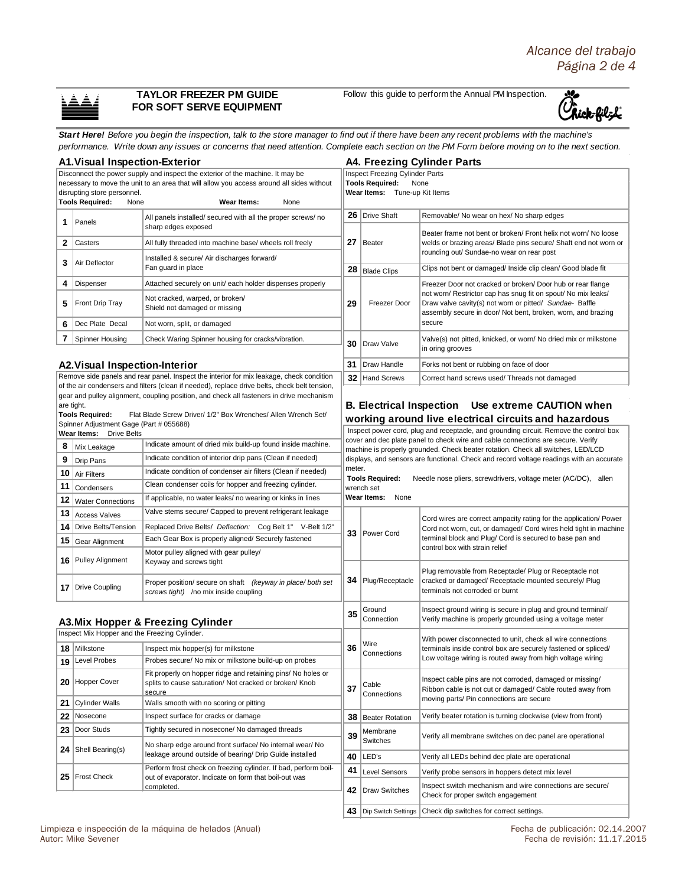**TAYLOR FREEZER PM GUIDE FOR SOFT SERVE EQUIPMENT**

Follow this guide to perform the Annual PM Inspection.

***Start Here!*** *Before you begin the inspection, talk to the store manager to find out if there have been any recent problems with the machine's performance. Write down any issues or concerns that need attention. Complete each section on the PM Form before moving on to the next section.*

## A1.Visual Inspection-Exterior

Disconnect the power supply and inspect the exterior of the machine. It may be necessary to move the unit to an area that will allow you access around all sides without disrupting store personnel.

**Tools Required:** None **Wear Items:** None

| # | Item | Inspection |
|---|---|---|
| 1 | Panels | All panels installed/ secured with all the proper screws/ no sharp edges exposed |
| 2 | Casters | All fully threaded into machine base/ wheels roll freely |
| 3 | Air Deflector | Installed & secure/ Air discharges forward/ Fan guard in place |
| 4 | Dispenser | Attached securely on unit/ each holder dispenses properly |
| 5 | Front Drip Tray | Not cracked, warped, or broken/ Shield not damaged or missing |
| 6 | Dec Plate Decal | Not worn, split, or damaged |
| 7 | Spinner Housing | Check Waring Spinner housing for cracks/vibration. |

## A2.Visual Inspection-Interior

Remove side panels and rear panel. Inspect the interior for mix leakage, check condition of the air condensers and filters (clean if needed), replace drive belts, check belt tension, gear and pulley alignment, coupling position, and check all fasteners in drive mechanism are tight.

**Tools Required:** Flat Blade Screw Driver/ 1/2" Box Wrenches/ Allen Wrench Set/ Spinner Adjustment Gage (Part # 055688)

**Wear Items:** Drive Belts

| # | Item | Inspection |
|---|---|---|
| 8 | Mix Leakage | Indicate amount of dried mix build-up found inside machine. |
| 9 | Drip Pans | Indicate condition of interior drip pans (Clean if needed) |
| 10 | Air Filters | Indicate condition of condenser air filters (Clean if needed) |
| 11 | Condensers | Clean condenser coils for hopper and freezing cylinder. |
| 12 | Water Connections | If applicable, no water leaks/ no wearing or kinks in lines |
| 13 | Access Valves | Valve stems secure/ Capped to prevent refrigerant leakage |
| 14 | Drive Belts/Tension | Replaced Drive Belts/ *Deflection:* Cog Belt 1" V-Belt 1/2" |
| 15 | Gear Alignment | Each Gear Box is properly aligned/ Securely fastened |
| 16 | Pulley Alignment | Motor pulley aligned with gear pulley/ Keyway and screws tight |
| 17 | Drive Coupling | Proper position/ secure on shaft *(keyway in place/ both set screws tight)* /no mix inside coupling |

## A3.Mix Hopper & Freezing Cylinder

Inspect Mix Hopper and the Freezing Cylinder.

| # | Item | Inspection |
|---|---|---|
| 18 | Milkstone | Inspect mix hopper(s) for milkstone |
| 19 | Level Probes | Probes secure/ No mix or milkstone build-up on probes |
| 20 | Hopper Cover | Fit properly on hopper ridge and retaining pins/ No holes or splits to cause saturation/ Not cracked or broken/ Knob secure |
| 21 | Cylinder Walls | Walls smooth with no scoring or pitting |
| 22 | Nosecone | Inspect surface for cracks or damage |
| 23 | Door Studs | Tightly secured in nosecone/ No damaged threads |
| 24 | Shell Bearing(s) | No sharp edge around front surface/ No internal wear/ No leakage around outside of bearing/ Drip Guide installed |
| 25 | Frost Check | Perform frost check on freezing cylinder. If bad, perform boil-out of evaporator. Indicate on form that boil-out was completed. |

## A4. Freezing Cylinder Parts

Inspect Freezing Cylinder Parts

**Tools Required:** None

**Wear Items:** Tune-up Kit Items

| # | Item | Inspection |
|---|---|---|
| 26 | Drive Shaft | Removable/ No wear on hex/ No sharp edges |
| 27 | Beater | Beater frame not bent or broken/ Front helix not worn/ No loose welds or brazing areas/ Blade pins secure/ Shaft end not worn or rounding out/ Sundae-no wear on rear post |
| 28 | Blade Clips | Clips not bent or damaged/ Inside clip clean/ Good blade fit |
| 29 | Freezer Door | Freezer Door not cracked or broken/ Door hub or rear flange not worn/ Restrictor cap has snug fit on spout/ No mix leaks/ Draw valve cavity(s) not worn or pitted/ *Sundae-* Baffle assembly secure in door/ Not bent, broken, worn, and brazing secure |
| 30 | Draw Valve | Valve(s) not pitted, knicked, or worn/ No dried mix or milkstone in oring grooves |
| 31 | Draw Handle | Forks not bent or rubbing on face of door |
| 32 | Hand Screws | Correct hand screws used/ Threads not damaged |

## B. Electrical Inspection Use extreme CAUTION when working around live electrical circuits and hazardous

Inspect power cord, plug and receptacle, and grounding circuit. Remove the control box cover and dec plate panel to check wire and cable connections are secure. Verify machine is properly grounded. Check beater rotation. Check all switches, LED/LCD displays, and sensors are functional. Check and record voltage readings with an accurate meter.

**Tools Required:** Needle nose pliers, screwdrivers, voltage meter (AC/DC), allen wrench set

**Wear Items:** None

| # | Item | Inspection |
|---|---|---|
| 33 | Power Cord | Cord wires are correct ampacity rating for the application/ Power Cord not worn, cut, or damaged/ Cord wires held tight in machine terminal block and Plug/ Cord is secured to base pan and control box with strain relief |
| 34 | Plug/Receptacle | Plug removable from Receptacle/ Plug or Receptacle not cracked or damaged/ Receptacle mounted securely/ Plug terminals not corroded or burnt |
| 35 | Ground Connection | Inspect ground wiring is secure in plug and ground terminal/ Verify machine is properly grounded using a voltage meter |
| 36 | Wire Connections | With power disconnected to unit, check all wire connections terminals inside control box are securely fastened or spliced/ Low voltage wiring is routed away from high voltage wiring |
| 37 | Cable Connections | Inspect cable pins are not corroded, damaged or missing/ Ribbon cable is not cut or damaged/ Cable routed away from moving parts/ Pin connections are secure |
| 38 | Beater Rotation | Verify beater rotation is turning clockwise (view from front) |
| 39 | Membrane Switches | Verify all membrane switches on dec panel are operational |
| 40 | LED's | Verify all LEDs behind dec plate are operational |
| 41 | Level Sensors | Verify probe sensors in hoppers detect mix level |
| 42 | Draw Switches | Inspect switch mechanism and wire connections are secure/ Check for proper switch engagement |
| 43 | Dip Switch Settings | Check dip switches for correct settings. |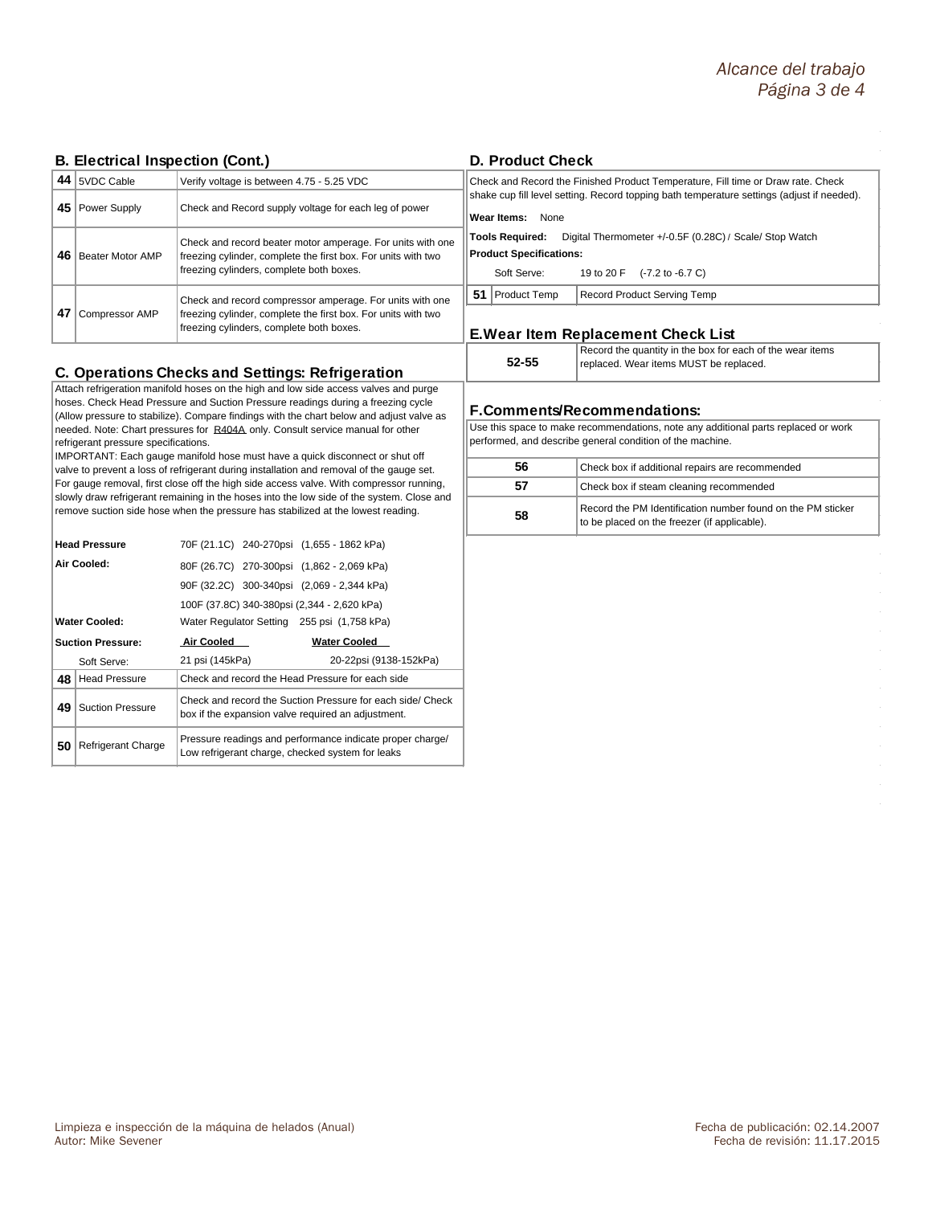## B. Electrical Inspection (Cont.)

| | | |
|---|---|---|
| **44** | 5VDC Cable | Verify voltage is between 4.75 - 5.25 VDC |
| **45** | Power Supply | Check and Record supply voltage for each leg of power |
| **46** | Beater Motor AMP | Check and record beater motor amperage. For units with one freezing cylinder, complete the first box. For units with two freezing cylinders, complete both boxes. |
| **47** | Compressor AMP | Check and record compressor amperage. For units with one freezing cylinder, complete the first box. For units with two freezing cylinders, complete both boxes. |

## C. Operations Checks and Settings: Refrigeration

Attach refrigeration manifold hoses on the high and low side access valves and purge hoses. Check Head Pressure and Suction Pressure readings during a freezing cycle (Allow pressure to stabilize). Compare findings with the chart below and adjust valve as needed. Note: Chart pressures for R404A only. Consult service manual for other refrigerant pressure specifications.

IMPORTANT: Each gauge manifold hose must have a quick disconnect or shut off valve to prevent a loss of refrigerant during installation and removal of the gauge set. For gauge removal, first close off the high side access valve. With compressor running, slowly draw refrigerant remaining in the hoses into the low side of the system. Close and remove suction side hose when the pressure has stabilized at the lowest reading.

| | | |
|---|---|---|
| **Head Pressure** | 70F (21.1C) 240-270psi (1,655 - 1862 kPa) | |
| **Air Cooled:** | 80F (26.7C) 270-300psi (1,862 - 2,069 kPa) | |
| | 90F (32.2C) 300-340psi (2,069 - 2,344 kPa) | |
| | 100F (37.8C) 340-380psi (2,344 - 2,620 kPa) | |
| **Water Cooled:** | Water Regulator Setting 255 psi (1,758 kPa) | |
| **Suction Pressure:** | **Air Cooled** | **Water Cooled** |
| Soft Serve: | 21 psi (145kPa) | 20-22psi (9138-152kPa) |

| | | |
|---|---|---|
| **48** | Head Pressure | Check and record the Head Pressure for each side |
| **49** | Suction Pressure | Check and record the Suction Pressure for each side/ Check box if the expansion valve required an adjustment. |
| **50** | Refrigerant Charge | Pressure readings and performance indicate proper charge/ Low refrigerant charge, checked system for leaks |

## D. Product Check

Check and Record the Finished Product Temperature, Fill time or Draw rate. Check shake cup fill level setting. Record topping bath temperature settings (adjust if needed).

**Wear Items:** None

**Tools Required:** Digital Thermometer +/-0.5F (0.28C) / Scale/ Stop Watch

**Product Specifications:**

Soft Serve: 19 to 20 F (-7.2 to -6.7 C)

| | | |
|---|---|---|
| **51** | Product Temp | Record Product Serving Temp |

## E.Wear Item Replacement Check List

| | |
|---|---|
| **52-55** | Record the quantity in the box for each of the wear items replaced. Wear items MUST be replaced. |

## F.Comments/Recommendations:

Use this space to make recommendations, note any additional parts replaced or work performed, and describe general condition of the machine.

| | |
|---|---|
| **56** | Check box if additional repairs are recommended |
| **57** | Check box if steam cleaning recommended |
| **58** | Record the PM Identification number found on the PM sticker to be placed on the freezer (if applicable). |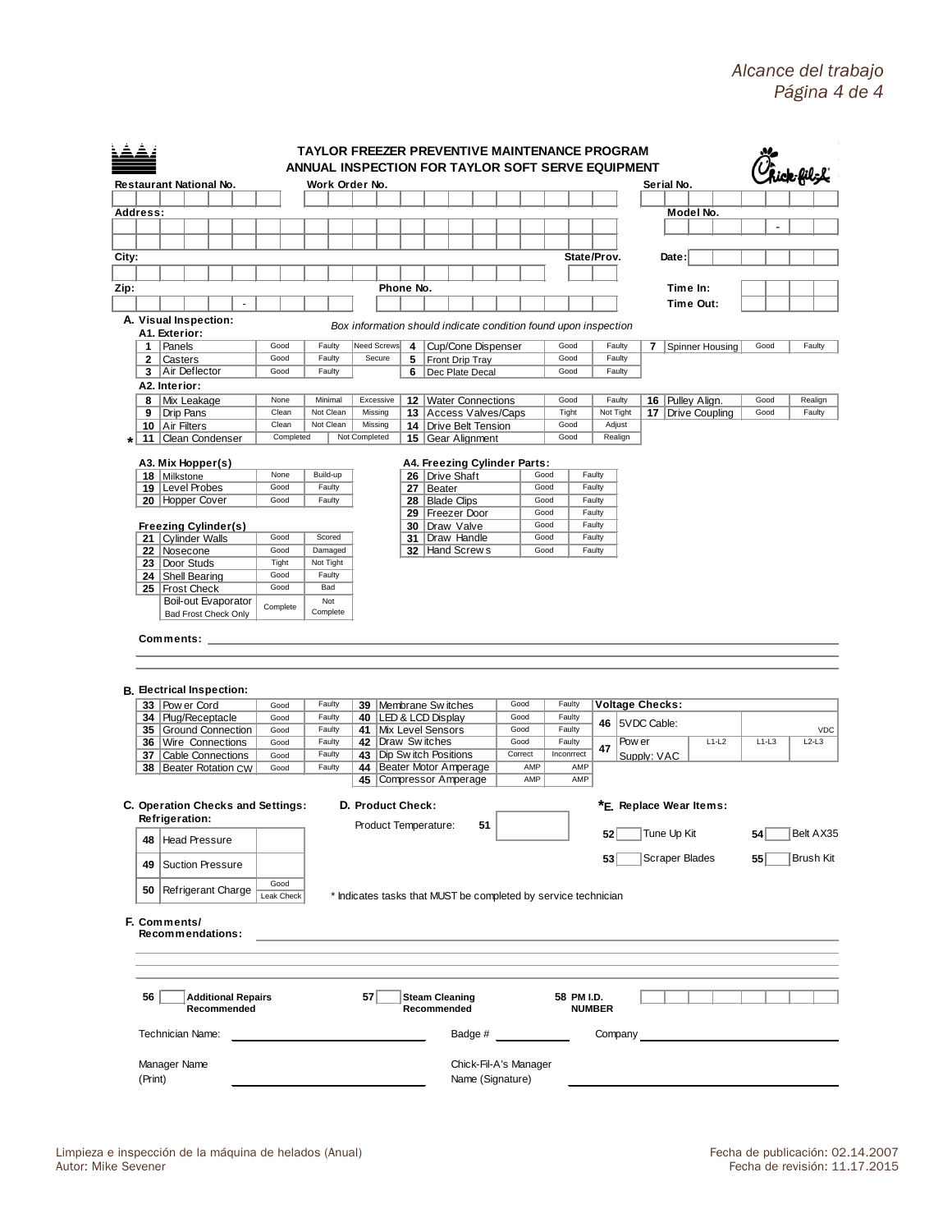**TAYLOR FREEZER PREVENTIVE MAINTENANCE PROGRAM**
**ANNUAL INSPECTION FOR TAYLOR SOFT SERVE EQUIPMENT**

**Restaurant National No.** | **Work Order No.** | **Serial No.**

**Address:** | **Model No.** -

**City:** | **State/Prov.** | **Date:**

**Zip:** - | **Phone No.** | **Time In:** | **Time Out:**

**A. Visual Inspection:**

*Box information should indicate condition found upon inspection*

**A1. Exterior:**

| | | | | | | | | | | | | |
|---|---|---|---|---|---|---|---|---|---|---|---|---|
| 1 | Panels | Good | Faulty | Need Screws | 4 | Cup/Cone Dispenser | Good | Faulty | 7 | Spinner Housing | Good | Faulty |
| 2 | Casters | Good | Faulty | Secure | 5 | Front Drip Tray | Good | Faulty | | | | |
| 3 | Air Deflector | Good | Faulty | | 6 | Dec Plate Decal | Good | Faulty | | | | |

**A2. Interior:**

| | | | | | | | | | | | | |
|---|---|---|---|---|---|---|---|---|---|---|---|---|
| 8 | Mix Leakage | None | Minimal | Excessive | 12 | Water Connections | Good | Faulty | 16 | Pulley Align. | Good | Realign |
| 9 | Drip Pans | Clean | Not Clean | Missing | 13 | Access Valves/Caps | Tight | Not Tight | 17 | Drive Coupling | Good | Faulty |
| 10 | Air Filters | Clean | Not Clean | Missing | 14 | Drive Belt Tension | Good | Adjust | | | | |
| * 11 | Clean Condenser | Completed | | Not Completed | 15 | Gear Alignment | Good | Realign | | | | |

**A3. Mix Hopper(s)**

| | | | |
|---|---|---|---|
| 18 | Milkstone | None | Build-up |
| 19 | Level Probes | Good | Faulty |
| 20 | Hopper Cover | Good | Faulty |

**Freezing Cylinder(s)**

| | | | |
|---|---|---|---|
| 21 | Cylinder Walls | Good | Scored |
| 22 | Nosecone | Good | Damaged |
| 23 | Door Studs | Tight | Not Tight |
| 24 | Shell Bearing | Good | Faulty |
| 25 | Frost Check | Good | Bad |
| | Boil-out Evaporator Bad Frost Check Only | Complete | Not Complete |

**A4. Freezing Cylinder Parts:**

| | | | |
|---|---|---|---|
| 26 | Drive Shaft | Good | Faulty |
| 27 | Beater | Good | Faulty |
| 28 | Blade Clips | Good | Faulty |
| 29 | Freezer Door | Good | Faulty |
| 30 | Draw Valve | Good | Faulty |
| 31 | Draw Handle | Good | Faulty |
| 32 | Hand Screws | Good | Faulty |

**Comments:** ______________________________

**B. Electrical Inspection:**

| | | | | | | | |
|---|---|---|---|---|---|---|---|
| 33 | Power Cord | Good | Faulty | 39 | Membrane Switches | Good | Faulty |
| 34 | Plug/Receptacle | Good | Faulty | 40 | LED & LCD Display | Good | Faulty |
| 35 | Ground Connection | Good | Faulty | 41 | Mix Level Sensors | Good | Faulty |
| 36 | Wire Connections | Good | Faulty | 42 | Draw Switches | Good | Faulty |
| 37 | Cable Connections | Good | Faulty | 43 | Dip Switch Positions | Correct | Incorrect |
| 38 | Beater Rotation CW | Good | Faulty | 44 | Beater Motor Amperage | AMP | AMP |
| | | | | 45 | Compressor Amperage | AMP | AMP |

**Voltage Checks:**

| | | | | |
|---|---|---|---|---|
| 46 | 5VDC Cable: | | | VDC |
| 47 | Power Supply: VAC | L1-L2 | L1-L3 | L2-L3 |

**C. Operation Checks and Settings:**
**Refrigeration:**

| | | |
|---|---|---|
| 48 | Head Pressure | |
| 49 | Suction Pressure | |
| 50 | Refrigerant Charge | Good / Leak Check |

**D. Product Check:**

Product Temperature: **51** ______

**\*E. Replace Wear Items:**

| | | | | |
|---|---|---|---|---|
| 52 | Tune Up Kit | | 54 | Belt AX35 |
| 53 | Scraper Blades | | 55 | Brush Kit |

\* Indicates tasks that MUST be completed by service technician

**F. Comments/ Recommendations:** ______________________________

**56** ☐ **Additional Repairs Recommended** **57** ☐ **Steam Cleaning Recommended** **58 PM I.D. NUMBER**

Technician Name: ____________ Badge # ____________ Company ____________

Manager Name (Print) ____________ Chick-Fil-A's Manager Name (Signature) ____________